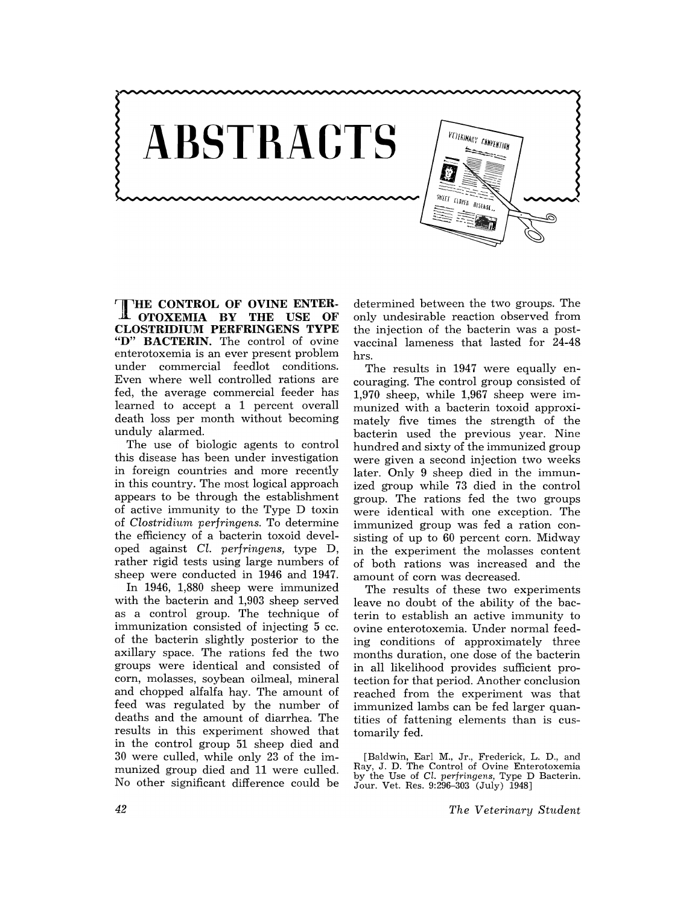# ABSTRACTS

**THE CONTROL OF OVINE ENTEROTOXEMIA BY THE USE OF CLOSTRIDIUM PERFRINGENS TYPE "D" BACTERIN.** The control of ovine enterotoxemia is an ever present problem under commercial feedlot conditions. Even where well controlled rations are fed, the average commercial feeder has learned to accept a 1 percent overall death loss per month without becoming unduly alarmed.

The use of biologic agents to control this disease has been under investigation in foreign countries and more recently in this country. The most logical approach appears to be through the establishment of active immunity to the Type D toxin of *Clostridium perfringens.* To determine the efficiency of a bacterin toxoid developed against *Cl. perfringens,* type D, rather rigid tests using large numbers of sheep were conducted in 1946 and 1947.

In 1946, 1,880 sheep were immunized with the bacterin and 1,903 sheep served as a control group. The technique of immunization consisted of injecting 5 cc. of the bacterin slightly posterior to the axillary space. The rations fed the two groups were identical and consisted of corn, molasses, soybean oilmeal, mineral and chopped alfalfa hay. The amount of feed was regulated by the number of deaths and the amount of diarrhea. The results in this experiment showed that in the control group 51 sheep died and 30 were culled, while only 23 of the immunized group died and 11 were culled. No other significant difference could be determined between the two groups. The only undesirable reaction observed from the injection of the bacterin was a post-vaccinal lameness that lasted for 24-48 hrs.

The results in 1947 were equally encouraging. The control group consisted of 1,970 sheep, while 1,967 sheep were immunized with a bacterin toxoid approximately five times the strength of the bacterin used the previous year. Nine hundred and sixty of the immunized group were given a second injection two weeks later. Only 9 sheep died in the immunized group while 73 died in the control group. The rations fed the two groups were identical with one exception. The immunized group was fed a ration consisting of up to 60 percent corn. Midway in the experiment the molasses content of both rations was increased and the amount of corn was decreased.

The results of these two experiments leave no doubt of the ability of the bacterin to establish an active immunity to ovine enterotoxemia. Under normal feeding conditions of approximately three months duration, one dose of the bacterin in all likelihood provides sufficient protection for that period. Another conclusion reached from the experiment was that immunized lambs can be fed larger quantities of fattening elements than is customarily fed.

[Baldwin, Earl M., Jr., Frederick, L. D., and Ray, J. D. The Control of Ovine Enterotoxemia by the Use of *Cl. perfringens,* Type D Bacterin. Jour. Vet. Res. 9:296–303 (July) 1948]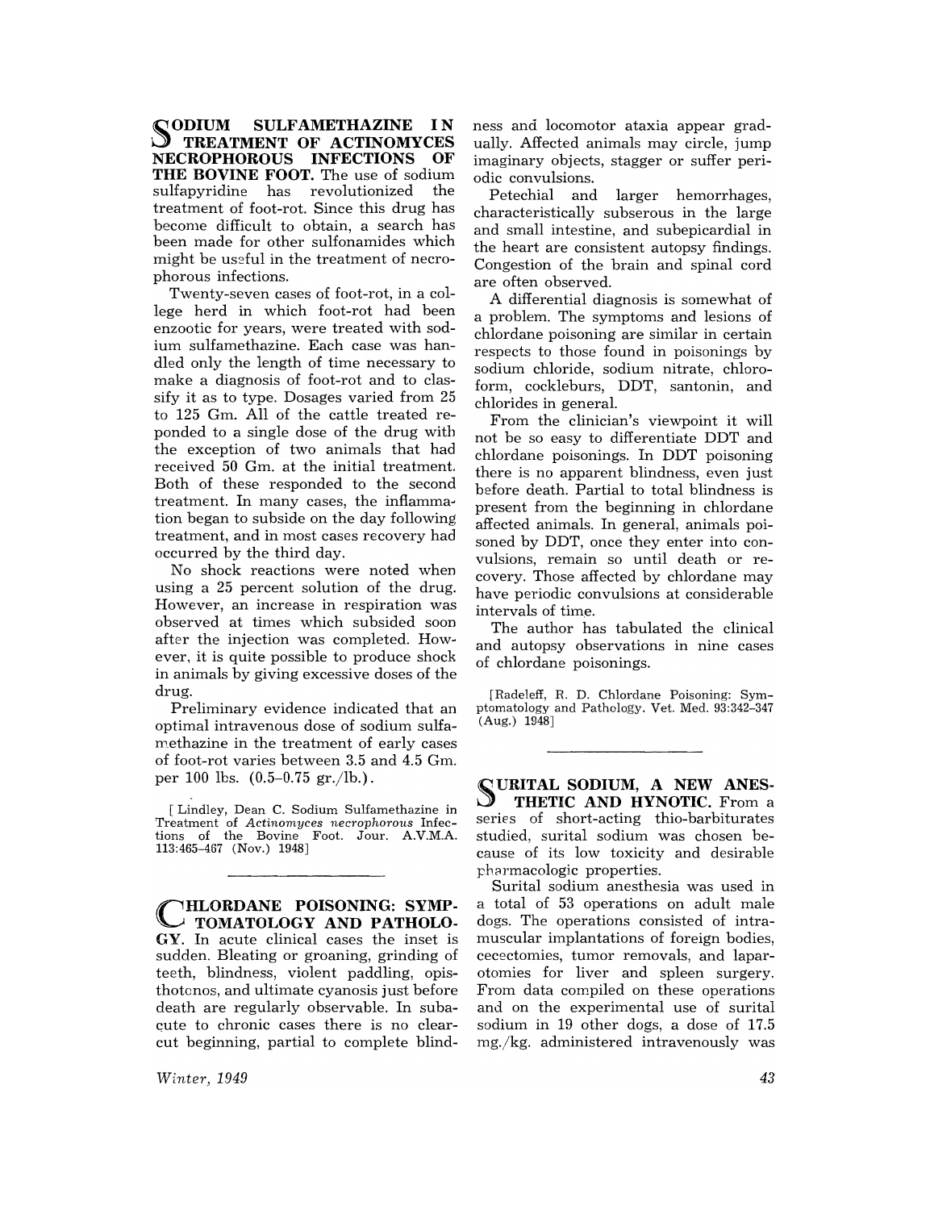**SODIUM SULFAMETHAZINE IN TREATMENT OF ACTINOMYCES NECROPHOROUS INFECTIONS OF THE BOVINE FOOT.** The use of sodium sulfapyridine has revolutionized the treatment of foot-rot. Since this drug has become difficult to obtain, a search has been made for other sulfonamides which might be useful in the treatment of necrophorous infections.

Twenty-seven cases of foot-rot, in a college herd in which foot-rot had been enzootic for years, were treated with sodium sulfamethazine. Each case was handled only the length of time necessary to make a diagnosis of foot-rot and to classify it as to type. Dosages varied from 25 to 125 Gm. All of the cattle treated reponded to a single dose of the drug with the exception of two animals that had received 50 Gm. at the initial treatment. Both of these responded to the second treatment. In many cases, the inflammation began to subside on the day following treatment, and in most cases recovery had occurred by the third day.

No shock reactions were noted when using a 25 percent solution of the drug. However, an increase in respiration was observed at times which subsided soon after the injection was completed. However, it is quite possible to produce shock in animals by giving excessive doses of the drug.

Preliminary evidence indicated that an optimal intravenous dose of sodium sulfamethazine in the treatment of early cases of foot-rot varies between 3.5 and 4.5 Gm. per 100 lbs. (0.5–0.75 gr./lb.).

[Lindley, Dean C. Sodium Sulfamethazine in Treatment of *Actinomyces necrophorous* Infections of the Bovine Foot. Jour. A.V.M.A. 113:465–467 (Nov.) 1948]

---

**CHLORDANE POISONING: SYMPTOMATOLOGY AND PATHOLOGY.** In acute clinical cases the inset is sudden. Bleating or groaning, grinding of teeth, blindness, violent paddling, opisthotonos, and ultimate cyanosis just before death are regularly observable. In subacute to chronic cases there is no clear-cut beginning, partial to complete blindness and locomotor ataxia appear gradually. Affected animals may circle, jump imaginary objects, stagger or suffer periodic convulsions.

Petechial and larger hemorrhages, characteristically subserous in the large and small intestine, and subepicardial in the heart are consistent autopsy findings. Congestion of the brain and spinal cord are often observed.

A differential diagnosis is somewhat of a problem. The symptoms and lesions of chlordane poisoning are similar in certain respects to those found in poisonings by sodium chloride, sodium nitrate, chloroform, cockleburs, DDT, santonin, and chlorides in general.

From the clinician's viewpoint it will not be so easy to differentiate DDT and chlordane poisonings. In DDT poisoning there is no apparent blindness, even just before death. Partial to total blindness is present from the beginning in chlordane affected animals. In general, animals poisoned by DDT, once they enter into convulsions, remain so until death or recovery. Those affected by chlordane may have periodic convulsions at considerable intervals of time.

The author has tabulated the clinical and autopsy observations in nine cases of chlordane poisonings.

[Radeleff, R. D. Chlordane Poisoning: Symptomatology and Pathology. Vet. Med. 93:342–347 (Aug.) 1948]

---

**SURITAL SODIUM, A NEW ANESTHETIC AND HYNOTIC.** From a series of short-acting thio-barbiturates studied, surital sodium was chosen because of its low toxicity and desirable pharmacologic properties.

Surital sodium anesthesia was used in a total of 53 operations on adult male dogs. The operations consisted of intramuscular implantations of foreign bodies, cecectomies, tumor removals, and laparotomies for liver and spleen surgery. From data compiled on these operations and on the experimental use of surital sodium in 19 other dogs, a dose of 17.5 mg./kg. administered intravenously was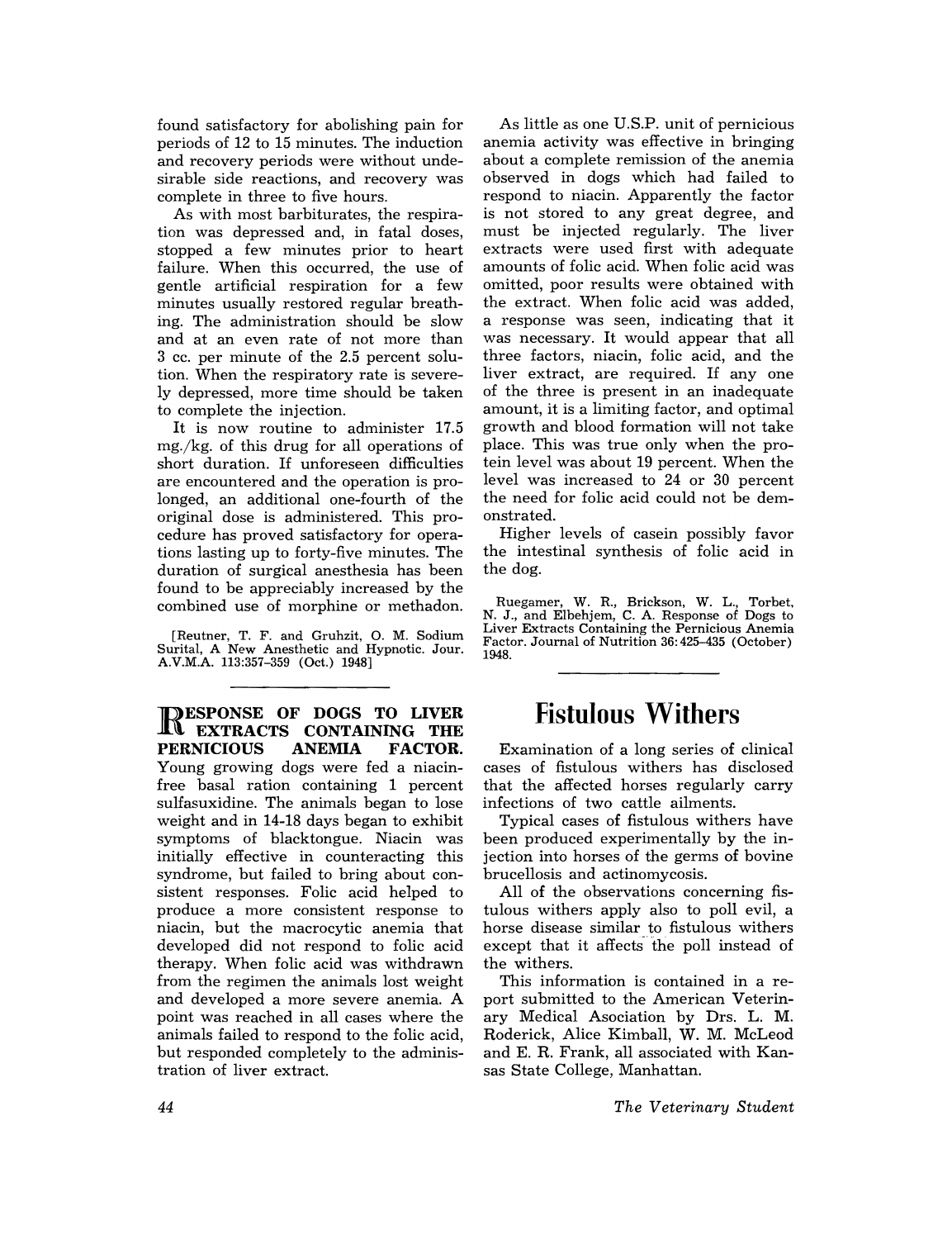found satisfactory for abolishing pain for periods of 12 to 15 minutes. The induction and recovery periods were without undesirable side reactions, and recovery was complete in three to five hours.

As with most barbiturates, the respiration was depressed and, in fatal doses, stopped a few minutes prior to heart failure. When this occurred, the use of gentle artificial respiration for a few minutes usually restored regular breathing. The administration should be slow and at an even rate of not more than 3 cc. per minute of the 2.5 percent solution. When the respiratory rate is severely depressed, more time should be taken to complete the injection.

It is now routine to administer 17.5 mg./kg. of this drug for all operations of short duration. If unforeseen difficulties are encountered and the operation is prolonged, an additional one-fourth of the original dose is administered. This procedure has proved satisfactory for operations lasting up to forty-five minutes. The duration of surgical anesthesia has been found to be appreciably increased by the combined use of morphine or methadon.

[Reutner, T. F. and Gruhzit, O. M. Sodium Surital, A New Anesthetic and Hypnotic. Jour. A.V.M.A. 113:357–359 (Oct.) 1948]

---

**RESPONSE OF DOGS TO LIVER EXTRACTS CONTAINING THE PERNICIOUS ANEMIA FACTOR.** Young growing dogs were fed a niacin-free basal ration containing 1 percent sulfasuxidine. The animals began to lose weight and in 14-18 days began to exhibit symptoms of blacktongue. Niacin was initially effective in counteracting this syndrome, but failed to bring about consistent responses. Folic acid helped to produce a more consistent response to niacin, but the macrocytic anemia that developed did not respond to folic acid therapy. When folic acid was withdrawn from the regimen the animals lost weight and developed a more severe anemia. A point was reached in all cases where the animals failed to respond to the folic acid, but responded completely to the administration of liver extract.

As little as one U.S.P. unit of pernicious anemia activity was effective in bringing about a complete remission of the anemia observed in dogs which had failed to respond to niacin. Apparently the factor is not stored to any great degree, and must be injected regularly. The liver extracts were used first with adequate amounts of folic acid. When folic acid was omitted, poor results were obtained with the extract. When folic acid was added, a response was seen, indicating that it was necessary. It would appear that all three factors, niacin, folic acid, and the liver extract, are required. If any one of the three is present in an inadequate amount, it is a limiting factor, and optimal growth and blood formation will not take place. This was true only when the protein level was about 19 percent. When the level was increased to 24 or 30 percent the need for folic acid could not be demonstrated.

Higher levels of casein possibly favor the intestinal synthesis of folic acid in the dog.

Ruegamer, W. R., Brickson, W. L., Torbet, N. J., and Elbehjem, C. A. Response of Dogs to Liver Extracts Containing the Pernicious Anemia Factor. Journal of Nutrition 36:425–435 (October) 1948.

---

# Fistulous Withers

Examination of a long series of clinical cases of fistulous withers has disclosed that the affected horses regularly carry infections of two cattle ailments.

Typical cases of fistulous withers have been produced experimentally by the injection into horses of the germs of bovine brucellosis and actinomycosis.

All of the observations concerning fistulous withers apply also to poll evil, a horse disease similar to fistulous withers except that it affects the poll instead of the withers.

This information is contained in a report submitted to the American Veterinary Medical Asociation by Drs. L. M. Roderick, Alice Kimball, W. M. McLeod and E. R. Frank, all associated with Kansas State College, Manhattan.